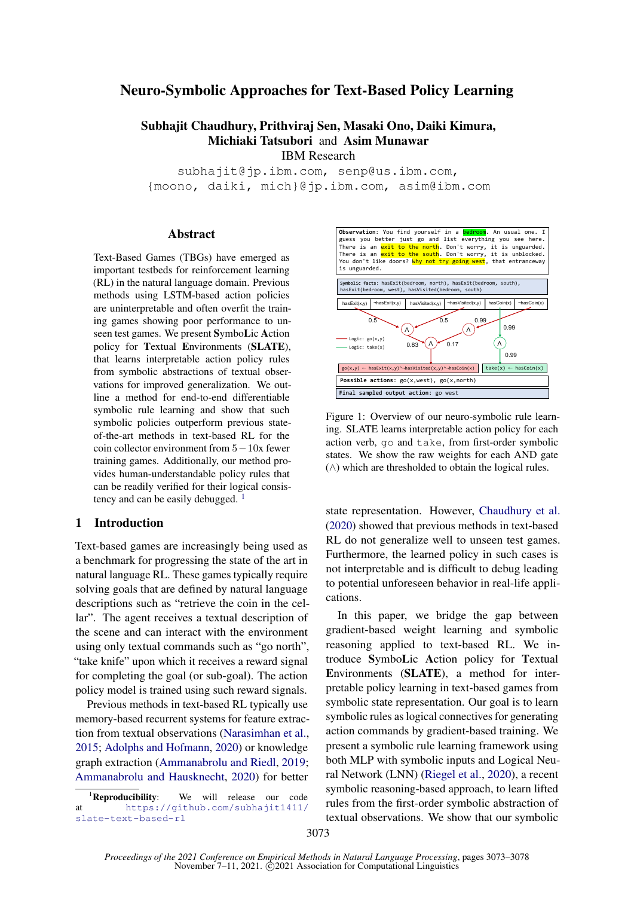# Neuro-Symbolic Approaches for Text-Based Policy Learning

**Subhajit Chaudhury, Prithviraj Sen, Masaki Ono, Daiki Kimura, Michiaki Tatsubori and Asim Munawar**

IBM Research

subhajit@jp.ibm.com, senp@us.ibm.com, {moono, daiki, mich}@jp.ibm.com, asim@ibm.com

## Abstract

Text-Based Games (TBGs) have emerged as important testbeds for reinforcement learning (RL) in the natural language domain. Previous methods using LSTM-based action policies are uninterpretable and often overfit the training games showing poor performance to unseen test games. We present **S**ymbo**L**ic **A**ction policy for **T**extual **E**nvironments (**SLATE**), that learns interpretable action policy rules from symbolic abstractions of textual observations for improved generalization. We outline a method for end-to-end differentiable symbolic rule learning and show that such symbolic policies outperform previous state-of-the-art methods in text-based RL for the coin collector environment from $5-10$x fewer training games. Additionally, our method provides human-understandable policy rules that can be readily verified for their logical consistency and can be easily debugged. [1]

## 1 Introduction

Text-based games are increasingly being used as a benchmark for progressing the state of the art in natural language RL. These games typically require solving goals that are defined by natural language descriptions such as "retrieve the coin in the cellar". The agent receives a textual description of the scene and can interact with the environment using only textual commands such as "go north", "take knife" upon which it receives a reward signal for completing the goal (or sub-goal). The action policy model is trained using such reward signals.

Previous methods in text-based RL typically use memory-based recurrent systems for feature extraction from textual observations (Narasimhan et al., 2015; Adolphs and Hofmann, 2020) or knowledge graph extraction (Ammanabrolu and Riedl, 2019; Ammanabrolu and Hausknecht, 2020) for better state representation. However, Chaudhury et al. (2020) showed that previous methods in text-based RL do not generalize well to unseen test games. Furthermore, the learned policy in such cases is not interpretable and is difficult to debug leading to potential unforeseen behavior in real-life applications.

In this paper, we bridge the gap between gradient-based weight learning and symbolic reasoning applied to text-based RL. We introduce **S**ymbo**L**ic **A**ction policy for **T**extual **E**nvironments (**SLATE**), a method for interpretable policy learning in text-based games from symbolic state representation. Our goal is to learn symbolic rules as logical connectives for generating action commands by gradient-based training. We present a symbolic rule learning framework using both MLP with symbolic inputs and Logical Neural Network (LNN) (Riegel et al., 2020), a recent symbolic reasoning-based approach, to learn lifted rules from the first-order symbolic abstraction of textual observations. We show that our symbolic

```
Observation: You find yourself in a bedroom. An usual one. I guess you better just go and list everything you see here. There is an exit to the north. Don't worry, it is unguarded. There is an exit to the south. Don't worry, it is unblocked. You don't like doors? Why not try going west, that entranceway is unguarded.

Symbolic facts: hasExit(bedroom, north), hasExit(bedroom, south), hasExit(bedroom, west), hasVisited(bedroom, south)

hasExit(x,y) | ¬hasExit(x,y) | hasVisited(x,y) | ¬hasVisited(x,y) | hasCoin(x) | ¬hasCoin(x)

Logic: go(x,y)
Logic: take(x)

0.5  0.5  0.99  0.99  0.83  0.17  0.99

go(x,y) ← hasExit(x,y)^¬hasVisited(x,y)^¬hasCoin(x)
take(x) ← hasCoin(x)

Possible actions: go(x,west), go(x,north)
Final sampled output action: go west
```

Figure 1: Overview of our neuro-symbolic rule learning. SLATE learns interpretable action policy for each action verb, go and take, from first-order symbolic states. We show the raw weights for each AND gate ($\wedge$) which are thresholded to obtain the logical rules.

[1] **Reproducibility**: We will release our code at https://github.com/subhajit1411/slate-text-based-rl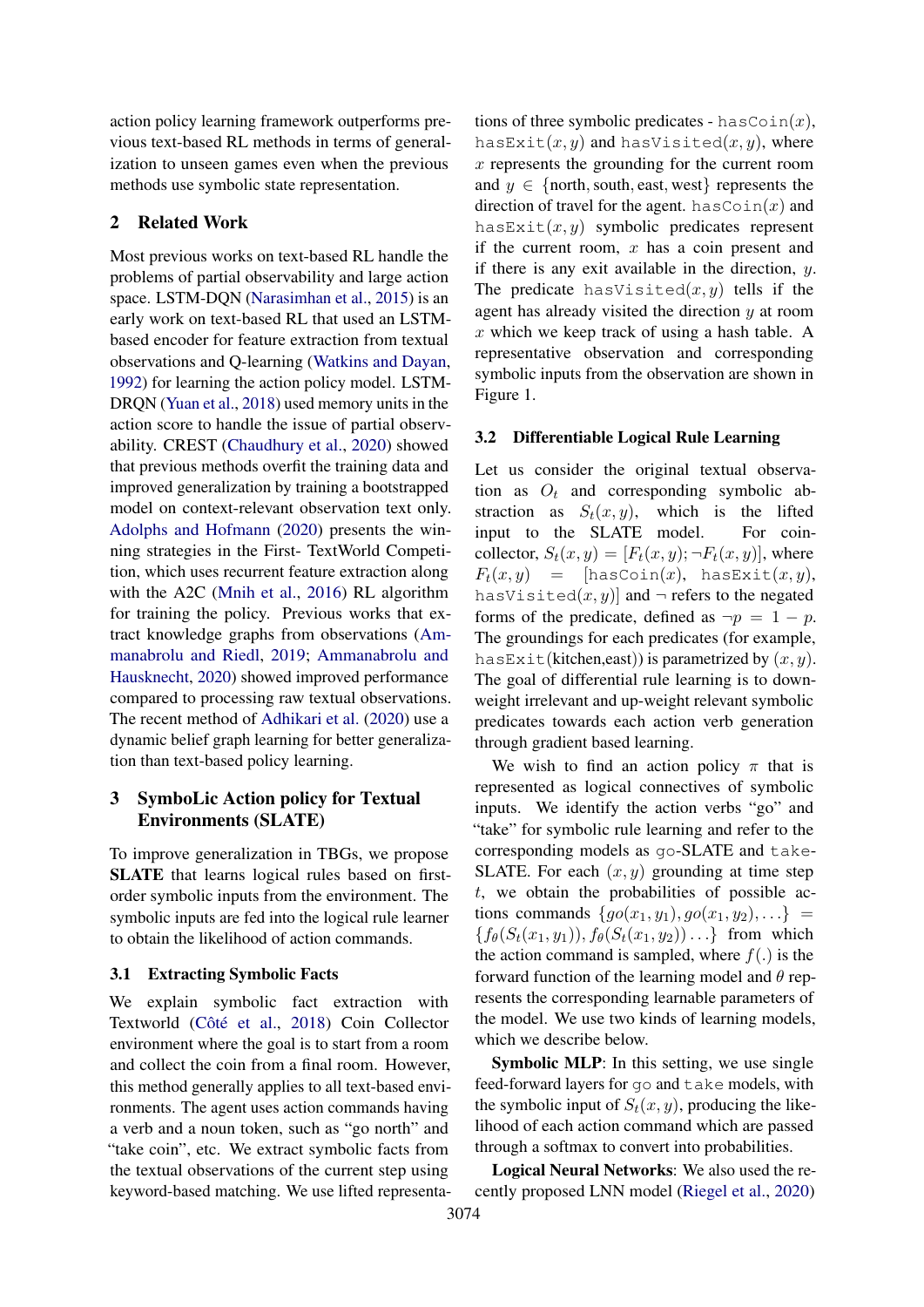action policy learning framework outperforms previous text-based RL methods in terms of generalization to unseen games even when the previous methods use symbolic state representation.

## 2 Related Work

Most previous works on text-based RL handle the problems of partial observability and large action space. LSTM-DQN (Narasimhan et al., 2015) is an early work on text-based RL that used an LSTM-based encoder for feature extraction from textual observations and Q-learning (Watkins and Dayan, 1992) for learning the action policy model. LSTM-DRQN (Yuan et al., 2018) used memory units in the action score to handle the issue of partial observability. CREST (Chaudhury et al., 2020) showed that previous methods overfit the training data and improved generalization by training a bootstrapped model on context-relevant observation text only. Adolphs and Hofmann (2020) presents the winning strategies in the First- TextWorld Competition, which uses recurrent feature extraction along with the A2C (Mnih et al., 2016) RL algorithm for training the policy. Previous works that extract knowledge graphs from observations (Ammanabrolu and Riedl, 2019; Ammanabrolu and Hausknecht, 2020) showed improved performance compared to processing raw textual observations. The recent method of Adhikari et al. (2020) use a dynamic belief graph learning for better generalization than text-based policy learning.

## 3 SymboLic Action policy for Textual Environments (SLATE)

To improve generalization in TBGs, we propose **SLATE** that learns logical rules based on first-order symbolic inputs from the environment. The symbolic inputs are fed into the logical rule learner to obtain the likelihood of action commands.

### 3.1 Extracting Symbolic Facts

We explain symbolic fact extraction with Textworld (Côté et al., 2018) Coin Collector environment where the goal is to start from a room and collect the coin from a final room. However, this method generally applies to all text-based environments. The agent uses action commands having a verb and a noun token, such as "go north" and "take coin", etc. We extract symbolic facts from the textual observations of the current step using keyword-based matching. We use lifted representations of three symbolic predicates - `hasCoin`$(x)$, `hasExit`$(x, y)$ and `hasVisited`$(x, y)$, where $x$ represents the grounding for the current room and $y \in \{\text{north}, \text{south}, \text{east}, \text{west}\}$ represents the direction of travel for the agent. `hasCoin`$(x)$ and `hasExit`$(x, y)$ symbolic predicates represent if the current room, $x$ has a coin present and if there is any exit available in the direction, $y$. The predicate `hasVisited`$(x, y)$ tells if the agent has already visited the direction $y$ at room $x$ which we keep track of using a hash table. A representative observation and corresponding symbolic inputs from the observation are shown in Figure 1.

### 3.2 Differentiable Logical Rule Learning

Let us consider the original textual observation as $O_t$ and corresponding symbolic abstraction as $S_t(x, y)$, which is the lifted input to the SLATE model. For coin-collector, $S_t(x, y) = [F_t(x, y); \neg F_t(x, y)]$, where $F_t(x, y) = [$`hasCoin`$(x)$, `hasExit`$(x, y)$, `hasVisited`$(x, y)]$ and $\neg$ refers to the negated forms of the predicate, defined as $\neg p = 1 - p$. The groundings for each predicates (for example, `hasExit`(kitchen,east)) is parametrized by $(x, y)$. The goal of differential rule learning is to down-weight irrelevant and up-weight relevant symbolic predicates towards each action verb generation through gradient based learning.

We wish to find an action policy $\pi$ that is represented as logical connectives of symbolic inputs. We identify the action verbs "go" and "take" for symbolic rule learning and refer to the corresponding models as `go`-SLATE and `take`-SLATE. For each $(x, y)$ grounding at time step $t$, we obtain the probabilities of possible actions commands $\{go(x_1, y_1), go(x_1, y_2), \ldots\} = \{f_\theta(S_t(x_1, y_1)), f_\theta(S_t(x_1, y_2)) \ldots\}$ from which the action command is sampled, where $f(.)$ is the forward function of the learning model and $\theta$ represents the corresponding learnable parameters of the model. We use two kinds of learning models, which we describe below.

**Symbolic MLP**: In this setting, we use single feed-forward layers for `go` and `take` models, with the symbolic input of $S_t(x, y)$, producing the likelihood of each action command which are passed through a softmax to convert into probabilities.

**Logical Neural Networks**: We also used the recently proposed LNN model (Riegel et al., 2020)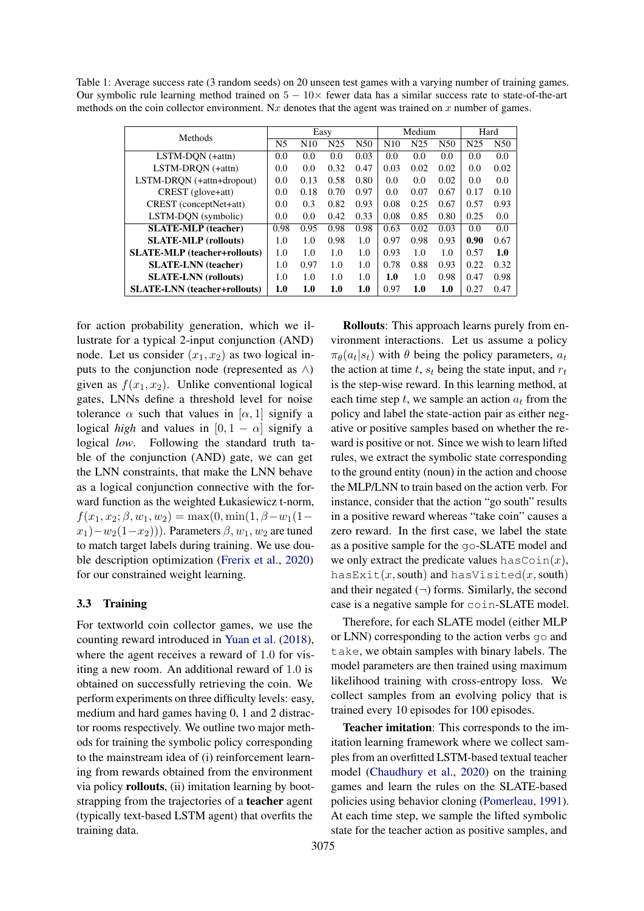Table 1: Average success rate (3 random seeds) on 20 unseen test games with a varying number of training games. Our symbolic rule learning method trained on $5-10\times$ fewer data has a similar success rate to state-of-the-art methods on the coin collector environment. N$x$ denotes that the agent was trained on $x$ number of games.

| Methods | Easy | | | | Medium | | | Hard | |
|---|---|---|---|---|---|---|---|---|---|
| | N5 | N10 | N25 | N50 | N10 | N25 | N50 | N25 | N50 |
| LSTM-DQN (+attn) | 0.0 | 0.0 | 0.0 | 0.03 | 0.0 | 0.0 | 0.0 | 0.0 | 0.0 |
| LSTM-DRQN (+attn) | 0.0 | 0.0 | 0.32 | 0.47 | 0.03 | 0.02 | 0.02 | 0.0 | 0.02 |
| LSTM-DRQN (+attn+dropout) | 0.0 | 0.13 | 0.58 | 0.80 | 0.0 | 0.0 | 0.02 | 0.0 | 0.0 |
| CREST (glove+att) | 0.0 | 0.18 | 0.70 | 0.97 | 0.0 | 0.07 | 0.67 | 0.17 | 0.10 |
| CREST (conceptNet+att) | 0.0 | 0.3 | 0.82 | 0.93 | 0.08 | 0.25 | 0.67 | 0.57 | 0.93 |
| LSTM-DQN (symbolic) | 0.0 | 0.0 | 0.42 | 0.33 | 0.08 | 0.85 | 0.80 | 0.25 | 0.0 |
| **SLATE-MLP (teacher)** | 0.98 | 0.95 | 0.98 | 0.98 | 0.63 | 0.02 | 0.03 | 0.0 | 0.0 |
| **SLATE-MLP (rollouts)** | 1.0 | 1.0 | 0.98 | 1.0 | 0.97 | 0.98 | 0.93 | **0.90** | 0.67 |
| **SLATE-MLP (teacher+rollouts)** | 1.0 | 1.0 | 1.0 | 1.0 | 0.93 | 1.0 | 1.0 | 0.57 | **1.0** |
| **SLATE-LNN (teacher)** | 1.0 | 0.97 | 1.0 | 1.0 | 0.78 | 0.88 | 0.93 | 0.22 | 0.32 |
| **SLATE-LNN (rollouts)** | 1.0 | 1.0 | 1.0 | 1.0 | **1.0** | 1.0 | 0.98 | 0.47 | 0.98 |
| **SLATE-LNN (teacher+rollouts)** | **1.0** | **1.0** | **1.0** | **1.0** | 0.97 | **1.0** | **1.0** | 0.27 | 0.47 |

for action probability generation, which we illustrate for a typical 2-input conjunction (AND) node. Let us consider $(x_1, x_2)$ as two logical inputs to the conjunction node (represented as $\wedge$) given as $f(x_1, x_2)$. Unlike conventional logical gates, LNNs define a threshold level for noise tolerance $\alpha$ such that values in $[\alpha, 1]$ signify a logical *high* and values in $[0, 1-\alpha]$ signify a logical *low*. Following the standard truth table of the conjunction (AND) gate, we can get the LNN constraints, that make the LNN behave as a logical conjunction connective with the forward function as the weighted Łukasiewicz t-norm, $f(x_1, x_2; \beta, w_1, w_2) = \max(0, \min(1, \beta - w_1(1-x_1) - w_2(1-x_2)))$. Parameters $\beta, w_1, w_2$ are tuned to match target labels during training. We use double description optimization (Frerix et al., 2020) for our constrained weight learning.

### 3.3 Training

For textworld coin collector games, we use the counting reward introduced in Yuan et al. (2018), where the agent receives a reward of 1.0 for visiting a new room. An additional reward of 1.0 is obtained on successfully retrieving the coin. We perform experiments on three difficulty levels: easy, medium and hard games having 0, 1 and 2 distractor rooms respectively. We outline two major methods for training the symbolic policy corresponding to the mainstream idea of (i) reinforcement learning from rewards obtained from the environment via policy **rollouts**, (ii) imitation learning by bootstrapping from the trajectories of a **teacher** agent (typically text-based LSTM agent) that overfits the training data.

**Rollouts**: This approach learns purely from environment interactions. Let us assume a policy $\pi_\theta(a_t|s_t)$ with $\theta$ being the policy parameters, $a_t$ the action at time $t$, $s_t$ being the state input, and $r_t$ is the step-wise reward. In this learning method, at each time step $t$, we sample an action $a_t$ from the policy and label the state-action pair as either negative or positive samples based on whether the reward is positive or not. Since we wish to learn lifted rules, we extract the symbolic state corresponding to the ground entity (noun) in the action and choose the MLP/LNN to train based on the action verb. For instance, consider that the action "go south" results in a positive reward whereas "take coin" causes a zero reward. In the first case, we label the state as a positive sample for the `go`-SLATE model and we only extract the predicate values `hasCoin`$(x)$, `hasExit`$(x, \text{south})$ and `hasVisited`$(x, \text{south})$ and their negated ($\neg$) forms. Similarly, the second case is a negative sample for `coin`-SLATE model.

Therefore, for each SLATE model (either MLP or LNN) corresponding to the action verbs `go` and `take`, we obtain samples with binary labels. The model parameters are then trained using maximum likelihood training with cross-entropy loss. We collect samples from an evolving policy that is trained every 10 episodes for 100 episodes.

**Teacher imitation**: This corresponds to the imitation learning framework where we collect samples from an overfitted LSTM-based textual teacher model (Chaudhury et al., 2020) on the training games and learn the rules on the SLATE-based policies using behavior cloning (Pomerleau, 1991). At each time step, we sample the lifted symbolic state for the teacher action as positive samples, and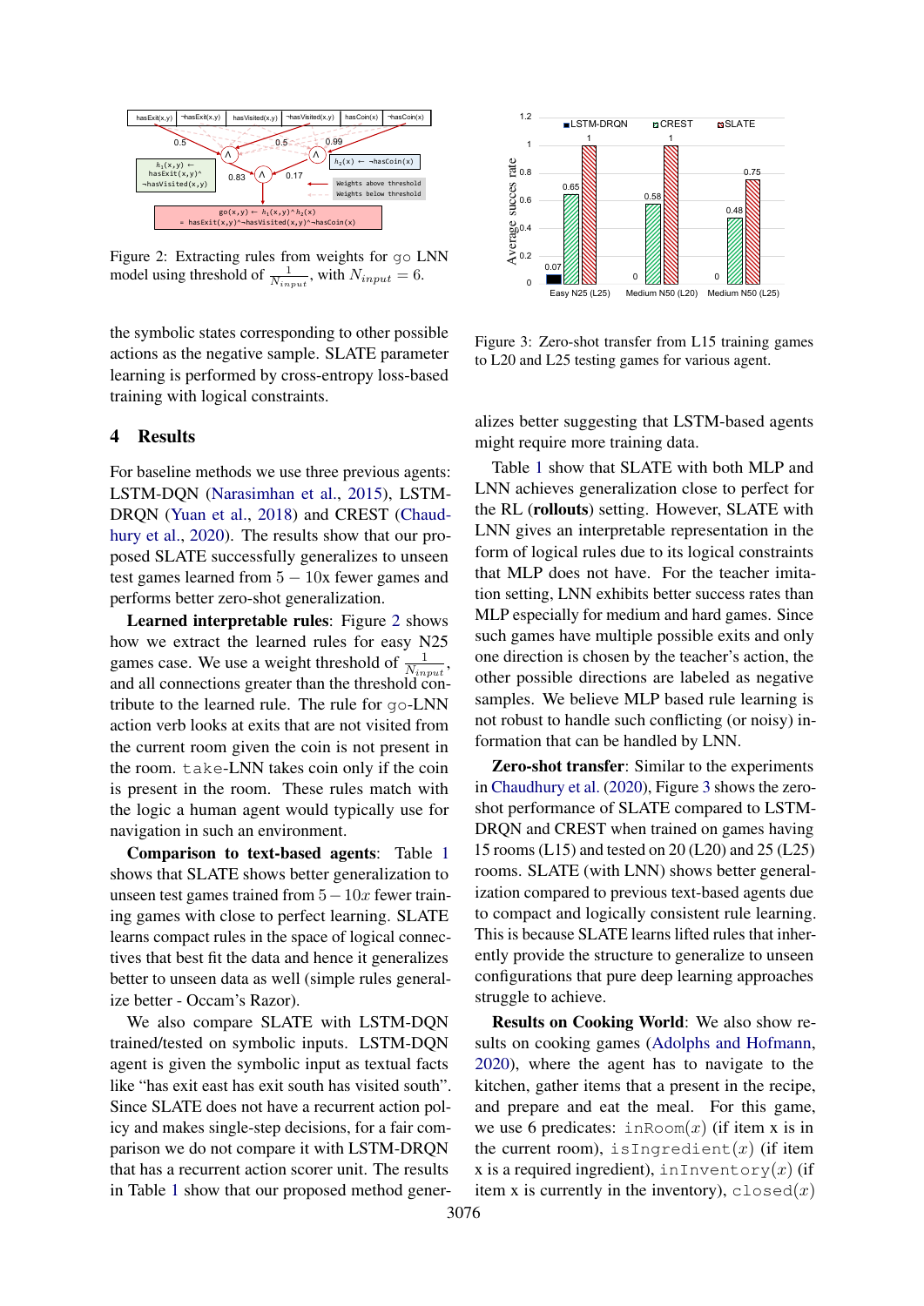Figure 2: Extracting rules from weights for go LNN model using threshold of $\frac{1}{N_{input}}$, with $N_{input} = 6$.

the symbolic states corresponding to other possible actions as the negative sample. SLATE parameter learning is performed by cross-entropy loss-based training with logical constraints.

## 4 Results

For baseline methods we use three previous agents: LSTM-DQN (Narasimhan et al., 2015), LSTM-DRQN (Yuan et al., 2018) and CREST (Chaudhury et al., 2020). The results show that our proposed SLATE successfully generalizes to unseen test games learned from $5-10$x fewer games and performs better zero-shot generalization.

**Learned interpretable rules**: Figure 2 shows how we extract the learned rules for easy N25 games case. We use a weight threshold of $\frac{1}{N_{input}}$, and all connections greater than the threshold contribute to the learned rule. The rule for go-LNN action verb looks at exits that are not visited from the current room given the coin is not present in the room. take-LNN takes coin only if the coin is present in the room. These rules match with the logic a human agent would typically use for navigation in such an environment.

**Comparison to text-based agents**: Table 1 shows that SLATE shows better generalization to unseen test games trained from $5-10x$ fewer training games with close to perfect learning. SLATE learns compact rules in the space of logical connectives that best fit the data and hence it generalizes better to unseen data as well (simple rules generalize better - Occam's Razor).

We also compare SLATE with LSTM-DQN trained/tested on symbolic inputs. LSTM-DQN agent is given the symbolic input as textual facts like "has exit east has exit south has visited south". Since SLATE does not have a recurrent action policy and makes single-step decisions, for a fair comparison we do not compare it with LSTM-DRQN that has a recurrent action scorer unit. The results in Table 1 show that our proposed method generalizes better suggesting that LSTM-based agents might require more training data.

Figure 3: Zero-shot transfer from L15 training games to L20 and L25 testing games for various agent.

Table 1 show that SLATE with both MLP and LNN achieves generalization close to perfect for the RL (**rollouts**) setting. However, SLATE with LNN gives an interpretable representation in the form of logical rules due to its logical constraints that MLP does not have. For the teacher imitation setting, LNN exhibits better success rates than MLP especially for medium and hard games. Since such games have multiple possible exits and only one direction is chosen by the teacher's action, the other possible directions are labeled as negative samples. We believe MLP based rule learning is not robust to handle such conflicting (or noisy) information that can be handled by LNN.

**Zero-shot transfer**: Similar to the experiments in Chaudhury et al. (2020), Figure 3 shows the zero-shot performance of SLATE compared to LSTM-DRQN and CREST when trained on games having 15 rooms (L15) and tested on 20 (L20) and 25 (L25) rooms. SLATE (with LNN) shows better generalization compared to previous text-based agents due to compact and logically consistent rule learning. This is because SLATE learns lifted rules that inherently provide the structure to generalize to unseen configurations that pure deep learning approaches struggle to achieve.

**Results on Cooking World**: We also show results on cooking games (Adolphs and Hofmann, 2020), where the agent has to navigate to the kitchen, gather items that a present in the recipe, and prepare and eat the meal. For this game, we use 6 predicates: inRoom$(x)$ (if item x is in the current room), isIngredient$(x)$ (if item x is a required ingredient), inInventory$(x)$ (if item x is currently in the inventory), closed$(x)$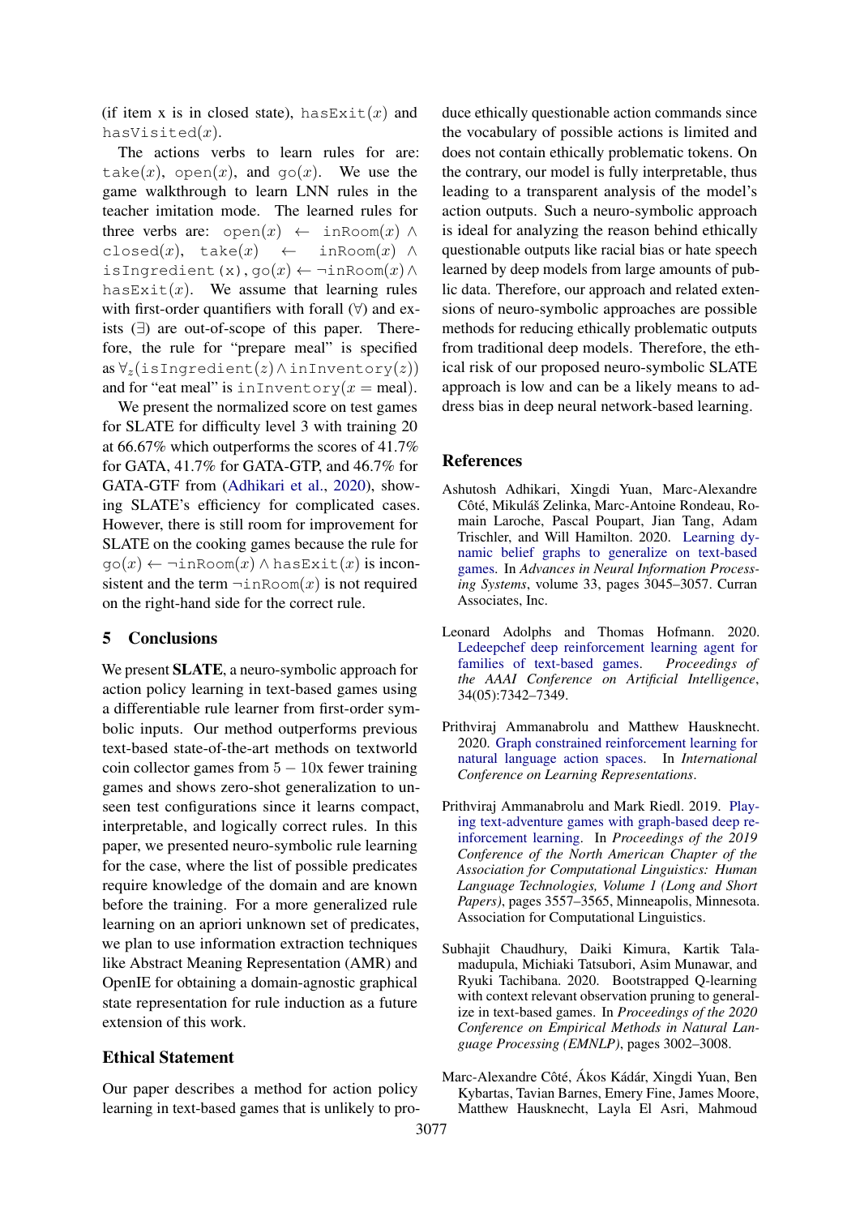(if item x is in closed state), $\texttt{hasExit}(x)$ and $\texttt{hasVisited}(x)$.

The actions verbs to learn rules for are: $\texttt{take}(x)$, $\texttt{open}(x)$, and $\texttt{go}(x)$. We use the game walkthrough to learn LNN rules in the teacher imitation mode. The learned rules for three verbs are: $\texttt{open}(x) \leftarrow \texttt{inRoom}(x) \wedge \texttt{closed}(x)$, $\texttt{take}(x) \leftarrow \texttt{inRoom}(x) \wedge \texttt{isIngredient}(\texttt{x})$, $\texttt{go}(x) \leftarrow \neg\texttt{inRoom}(x) \wedge \texttt{hasExit}(x)$. We assume that learning rules with first-order quantifiers with forall ($\forall$) and exists ($\exists$) are out-of-scope of this paper. Therefore, the rule for "prepare meal" is specified as $\forall_z(\texttt{isIngredient}(z) \wedge \texttt{inInventory}(z))$ and for "eat meal" is $\texttt{inInventory}(x = \text{meal})$.

We present the normalized score on test games for SLATE for difficulty level 3 with training 20 at 66.67% which outperforms the scores of 41.7% for GATA, 41.7% for GATA-GTP, and 46.7% for GATA-GTF from (Adhikari et al., 2020), showing SLATE's efficiency for complicated cases. However, there is still room for improvement for SLATE on the cooking games because the rule for $\texttt{go}(x) \leftarrow \neg\texttt{inRoom}(x) \wedge \texttt{hasExit}(x)$ is inconsistent and the term $\neg\texttt{inRoom}(x)$ is not required on the right-hand side for the correct rule.

## 5 Conclusions

We present **SLATE**, a neuro-symbolic approach for action policy learning in text-based games using a differentiable rule learner from first-order symbolic inputs. Our method outperforms previous text-based state-of-the-art methods on textworld coin collector games from $5 - 10$x fewer training games and shows zero-shot generalization to unseen test configurations since it learns compact, interpretable, and logically correct rules. In this paper, we presented neuro-symbolic rule learning for the case, where the list of possible predicates require knowledge of the domain and are known before the training. For a more generalized rule learning on an apriori unknown set of predicates, we plan to use information extraction techniques like Abstract Meaning Representation (AMR) and OpenIE for obtaining a domain-agnostic graphical state representation for rule induction as a future extension of this work.

## Ethical Statement

Our paper describes a method for action policy learning in text-based games that is unlikely to produce ethically questionable action commands since the vocabulary of possible actions is limited and does not contain ethically problematic tokens. On the contrary, our model is fully interpretable, thus leading to a transparent analysis of the model's action outputs. Such a neuro-symbolic approach is ideal for analyzing the reason behind ethically questionable outputs like racial bias or hate speech learned by deep models from large amounts of public data. Therefore, our approach and related extensions of neuro-symbolic approaches are possible methods for reducing ethically problematic outputs from traditional deep models. Therefore, the ethical risk of our proposed neuro-symbolic SLATE approach is low and can be a likely means to address bias in deep neural network-based learning.

## References

Ashutosh Adhikari, Xingdi Yuan, Marc-Alexandre Côté, Mikuláš Zelinka, Marc-Antoine Rondeau, Romain Laroche, Pascal Poupart, Jian Tang, Adam Trischler, and Will Hamilton. 2020. Learning dynamic belief graphs to generalize on text-based games. In *Advances in Neural Information Processing Systems*, volume 33, pages 3045–3057. Curran Associates, Inc.

Leonard Adolphs and Thomas Hofmann. 2020. Ledeepchef deep reinforcement learning agent for families of text-based games. *Proceedings of the AAAI Conference on Artificial Intelligence*, 34(05):7342–7349.

Prithviraj Ammanabrolu and Matthew Hausknecht. 2020. Graph constrained reinforcement learning for natural language action spaces. In *International Conference on Learning Representations*.

Prithviraj Ammanabrolu and Mark Riedl. 2019. Playing text-adventure games with graph-based deep reinforcement learning. In *Proceedings of the 2019 Conference of the North American Chapter of the Association for Computational Linguistics: Human Language Technologies, Volume 1 (Long and Short Papers)*, pages 3557–3565, Minneapolis, Minnesota. Association for Computational Linguistics.

Subhajit Chaudhury, Daiki Kimura, Kartik Talamadupula, Michiaki Tatsubori, Asim Munawar, and Ryuki Tachibana. 2020. Bootstrapped Q-learning with context relevant observation pruning to generalize in text-based games. In *Proceedings of the 2020 Conference on Empirical Methods in Natural Language Processing (EMNLP)*, pages 3002–3008.

Marc-Alexandre Côté, Ákos Kádár, Xingdi Yuan, Ben Kybartas, Tavian Barnes, Emery Fine, James Moore, Matthew Hausknecht, Layla El Asri, Mahmoud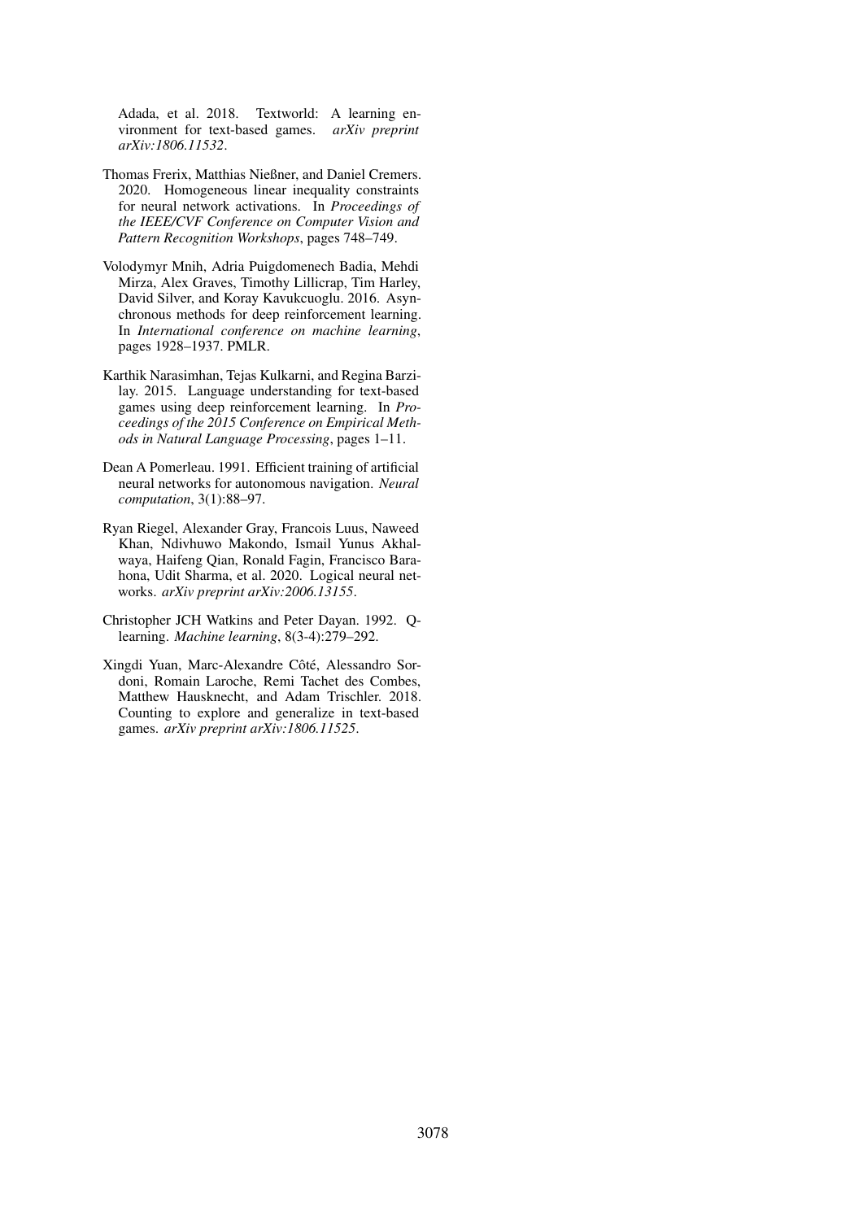Adada, et al. 2018. Textworld: A learning environment for text-based games. *arXiv preprint arXiv:1806.11532*.

Thomas Frerix, Matthias Nießner, and Daniel Cremers. 2020. Homogeneous linear inequality constraints for neural network activations. In *Proceedings of the IEEE/CVF Conference on Computer Vision and Pattern Recognition Workshops*, pages 748–749.

Volodymyr Mnih, Adria Puigdomenech Badia, Mehdi Mirza, Alex Graves, Timothy Lillicrap, Tim Harley, David Silver, and Koray Kavukcuoglu. 2016. Asynchronous methods for deep reinforcement learning. In *International conference on machine learning*, pages 1928–1937. PMLR.

Karthik Narasimhan, Tejas Kulkarni, and Regina Barzilay. 2015. Language understanding for text-based games using deep reinforcement learning. In *Proceedings of the 2015 Conference on Empirical Methods in Natural Language Processing*, pages 1–11.

Dean A Pomerleau. 1991. Efficient training of artificial neural networks for autonomous navigation. *Neural computation*, 3(1):88–97.

Ryan Riegel, Alexander Gray, Francois Luus, Naweed Khan, Ndivhuwo Makondo, Ismail Yunus Akhalwaya, Haifeng Qian, Ronald Fagin, Francisco Barahona, Udit Sharma, et al. 2020. Logical neural networks. *arXiv preprint arXiv:2006.13155*.

Christopher JCH Watkins and Peter Dayan. 1992. Q-learning. *Machine learning*, 8(3-4):279–292.

Xingdi Yuan, Marc-Alexandre Côté, Alessandro Sordoni, Romain Laroche, Remi Tachet des Combes, Matthew Hausknecht, and Adam Trischler. 2018. Counting to explore and generalize in text-based games. *arXiv preprint arXiv:1806.11525*.